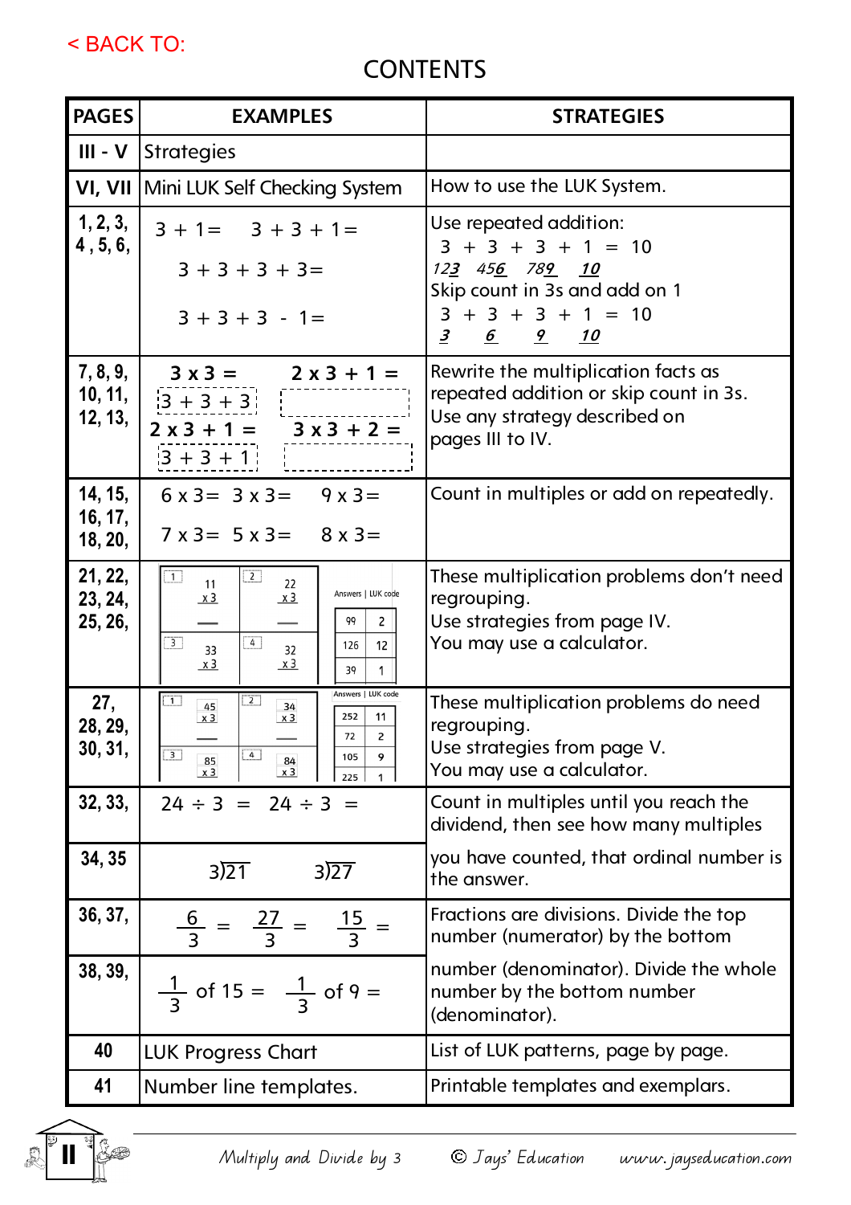< BACK TO:

# CONTENTS

| PAGES | EXAMPLES | STRATEGIES |
|---|---|---|
| III - V | Strategies | |
| VI, VII | Mini LUK Self Checking System | How to use the LUK System. |
| 1, 2, 3, 4 , 5, 6, | 3 + 1= 3 + 3 + 1= <br> 3 + 3 + 3 + 3= <br> 3 + 3 + 3 - 1= | Use repeated addition: <br> 3 + 3 + 3 + 1 = 10 <br> *123 456 789 10* <br> Skip count in 3s and add on 1 <br> 3 + 3 + 3 + 1 = 10 <br> *3 6 9 10* |
| 7, 8, 9, 10, 11, 12, 13, | 3 x 3 = <br> 3 + 3 + 3 <br> 2 x 3 + 1 = <br> 3 + 3 + 1 <br> 2 x 3 + 1 = <br> 3 x 3 + 2 = | Rewrite the multiplication facts as repeated addition or skip count in 3s. Use any strategy described on pages III to IV. |
| 14, 15, 16, 17, 18, 20, | 6 x 3= 3 x 3= 9 x 3= <br> 7 x 3= 5 x 3= 8 x 3= | Count in multiples or add on repeatedly. |
| 21, 22, 23, 24, 25, 26, | 1: 11 x 3; 2: 22 x 3; 3: 33 x 3; 4: 32 x 3 <br> Answers \| LUK code: 99 \| 2; 126 \| 12; 39 \| 1 | These multiplication problems don't need regrouping. Use strategies from page IV. You may use a calculator. |
| 27, 28, 29, 30, 31, | 1: 45 x 3; 2: 34 x 3; 3: 85 x 3; 4: 84 x 3 <br> Answers \| LUK code: 252 \| 11; 72 \| 2; 105 \| 9; 225 \| 1 | These multiplication problems do need regrouping. Use strategies from page V. You may use a calculator. |
| 32, 33, | 24 ÷ 3 = 24 ÷ 3 = | Count in multiples until you reach the dividend, then see how many multiples |
| 34, 35 | $3\overline{)21}$ $3\overline{)27}$ | you have counted, that ordinal number is the answer. |
| 36, 37, | $\frac{6}{3}$ = $\frac{27}{3}$ = $\frac{15}{3}$ = | Fractions are divisions. Divide the top number (numerator) by the bottom |
| 38, 39, | $\frac{1}{3}$ of 15 = $\frac{1}{3}$ of 9 = | number (denominator). Divide the whole number by the bottom number (denominator). |
| 40 | LUK Progress Chart | List of LUK patterns, page by page. |
| 41 | Number line templates. | Printable templates and exemplars. |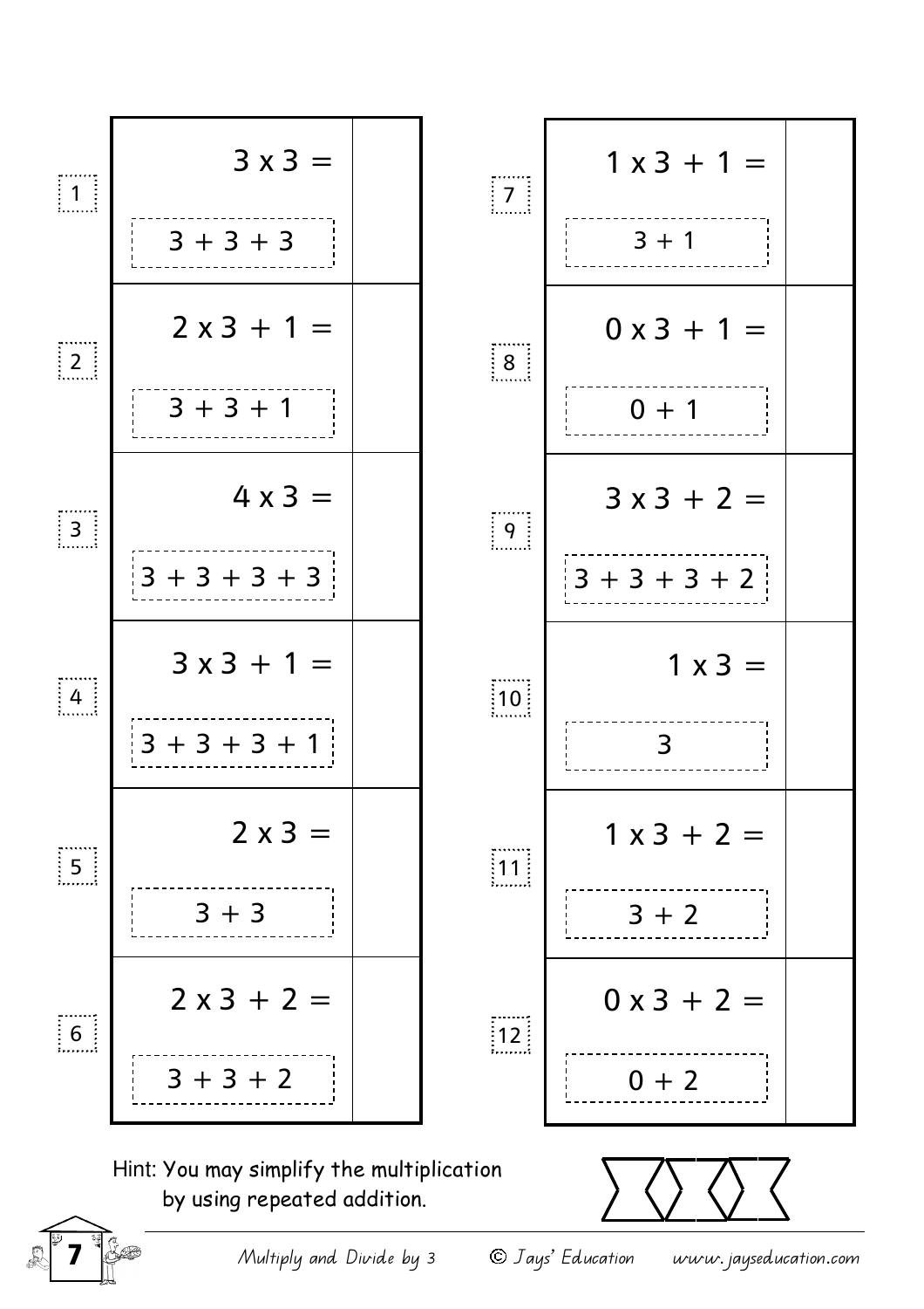| # | Problem | Hint | Answer |
|---|---|---|---|
| 1 | $3 \times 3 =$ | $3 + 3 + 3$ | |
| 2 | $2 \times 3 + 1 =$ | $3 + 3 + 1$ | |
| 3 | $4 \times 3 =$ | $3 + 3 + 3 + 3$ | |
| 4 | $3 \times 3 + 1 =$ | $3 + 3 + 3 + 1$ | |
| 5 | $2 \times 3 =$ | $3 + 3$ | |
| 6 | $2 \times 3 + 2 =$ | $3 + 3 + 2$ | |
| 7 | $1 \times 3 + 1 =$ | $3 + 1$ | |
| 8 | $0 \times 3 + 1 =$ | $0 + 1$ | |
| 9 | $3 \times 3 + 2 =$ | $3 + 3 + 3 + 2$ | |
| 10 | $1 \times 3 =$ | $3$ | |
| 11 | $1 \times 3 + 2 =$ | $3 + 2$ | |
| 12 | $0 \times 3 + 2 =$ | $0 + 2$ | |

Hint: You may simplify the multiplication by using repeated addition.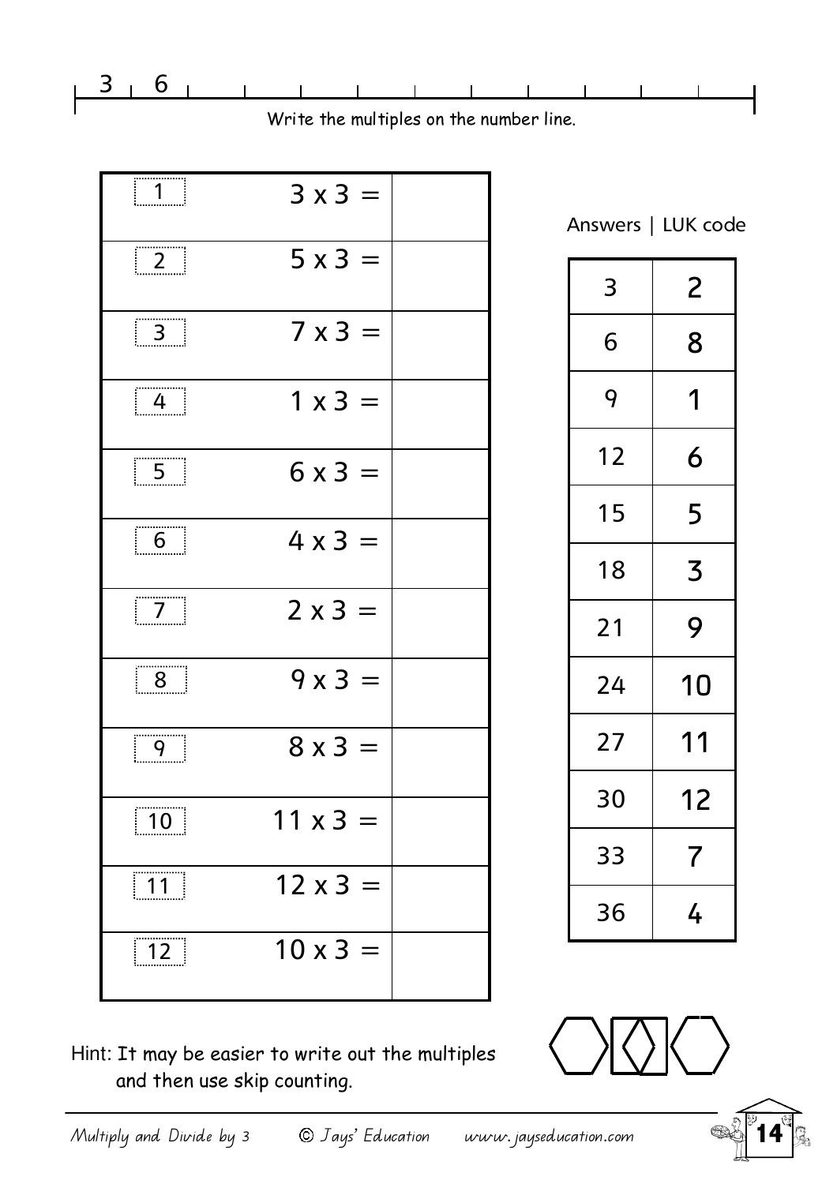3 | 6 | | | | | | | | | |

Write the multiples on the number line.

| | | |
|---|---|---|
| 1 | 3 x 3 = | |
| 2 | 5 x 3 = | |
| 3 | 7 x 3 = | |
| 4 | 1 x 3 = | |
| 5 | 6 x 3 = | |
| 6 | 4 x 3 = | |
| 7 | 2 x 3 = | |
| 8 | 9 x 3 = | |
| 9 | 8 x 3 = | |
| 10 | 11 x 3 = | |
| 11 | 12 x 3 = | |
| 12 | 10 x 3 = | |

Answers | LUK code

| Answers | LUK code |
|---|---|
| 3 | 2 |
| 6 | 8 |
| 9 | 1 |
| 12 | 6 |
| 15 | 5 |
| 18 | 3 |
| 21 | 9 |
| 24 | 10 |
| 27 | 11 |
| 30 | 12 |
| 33 | 7 |
| 36 | 4 |

Hint: It may be easier to write out the multiples and then use skip counting.

*Multiply and Divide by 3* © Jays' Education www.jayseducation.com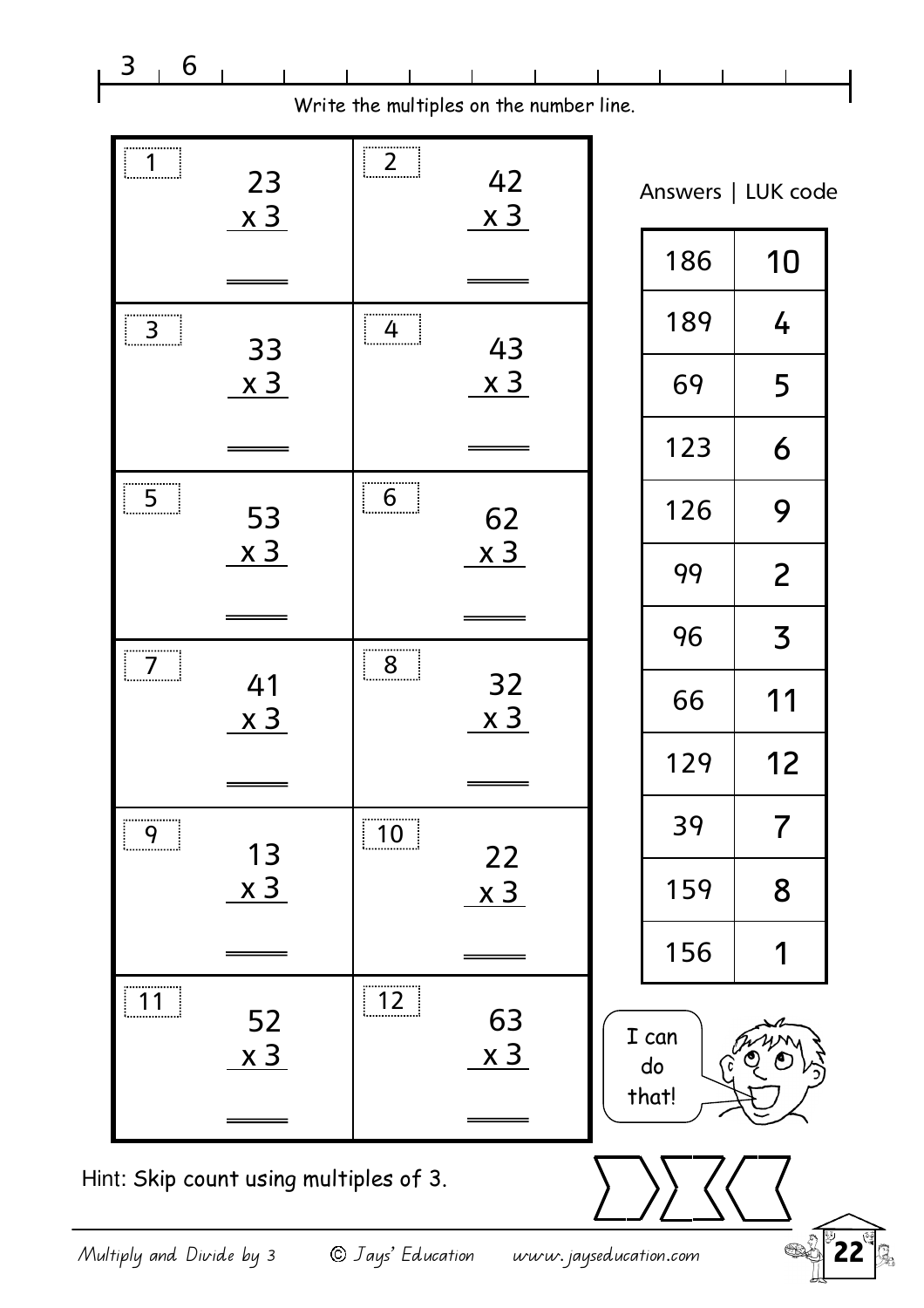3, 6, ___, ___, ___, ___, ___, ___, ___, ___, ___, ___

Write the multiples on the number line.

| | |
|---|---|
| 1<br>$23 \times 3$ = ____ | 2<br>$42 \times 3$ = ____ |
| 3<br>$33 \times 3$ = ____ | 4<br>$43 \times 3$ = ____ |
| 5<br>$53 \times 3$ = ____ | 6<br>$62 \times 3$ = ____ |
| 7<br>$41 \times 3$ = ____ | 8<br>$32 \times 3$ = ____ |
| 9<br>$13 \times 3$ = ____ | 10<br>$22 \times 3$ = ____ |
| 11<br>$52 \times 3$ = ____ | 12<br>$63 \times 3$ = ____ |

Answers | LUK code

| Answers | LUK code |
|---|---|
| 186 | 10 |
| 189 | 4 |
| 69 | 5 |
| 123 | 6 |
| 126 | 9 |
| 99 | 2 |
| 96 | 3 |
| 66 | 11 |
| 129 | 12 |
| 39 | 7 |
| 159 | 8 |
| 156 | 1 |

I can do that!

Hint: Skip count using multiples of 3.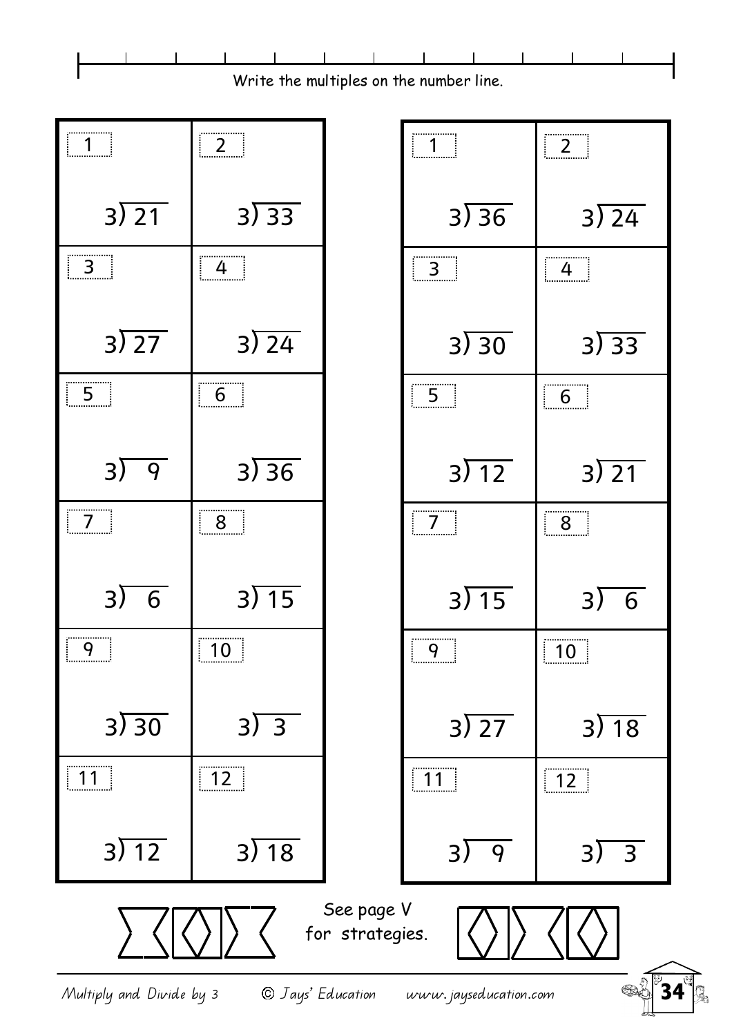Write the multiples on the number line.

| | |
|---|---|
| 1<br>$3\overline{)21}$ | 2<br>$3\overline{)33}$ |
| 3<br>$3\overline{)27}$ | 4<br>$3\overline{)24}$ |
| 5<br>$3\overline{)9}$ | 6<br>$3\overline{)36}$ |
| 7<br>$3\overline{)6}$ | 8<br>$3\overline{)15}$ |
| 9<br>$3\overline{)30}$ | 10<br>$3\overline{)3}$ |
| 11<br>$3\overline{)12}$ | 12<br>$3\overline{)18}$ |

| | |
|---|---|
| 1<br>$3\overline{)36}$ | 2<br>$3\overline{)24}$ |
| 3<br>$3\overline{)30}$ | 4<br>$3\overline{)33}$ |
| 5<br>$3\overline{)12}$ | 6<br>$3\overline{)21}$ |
| 7<br>$3\overline{)15}$ | 8<br>$3\overline{)6}$ |
| 9<br>$3\overline{)27}$ | 10<br>$3\overline{)18}$ |
| 11<br>$3\overline{)9}$ | 12<br>$3\overline{)3}$ |

See page V for strategies.

*Multiply and Divide by 3* © Jays' Education *www.jayseducation.com*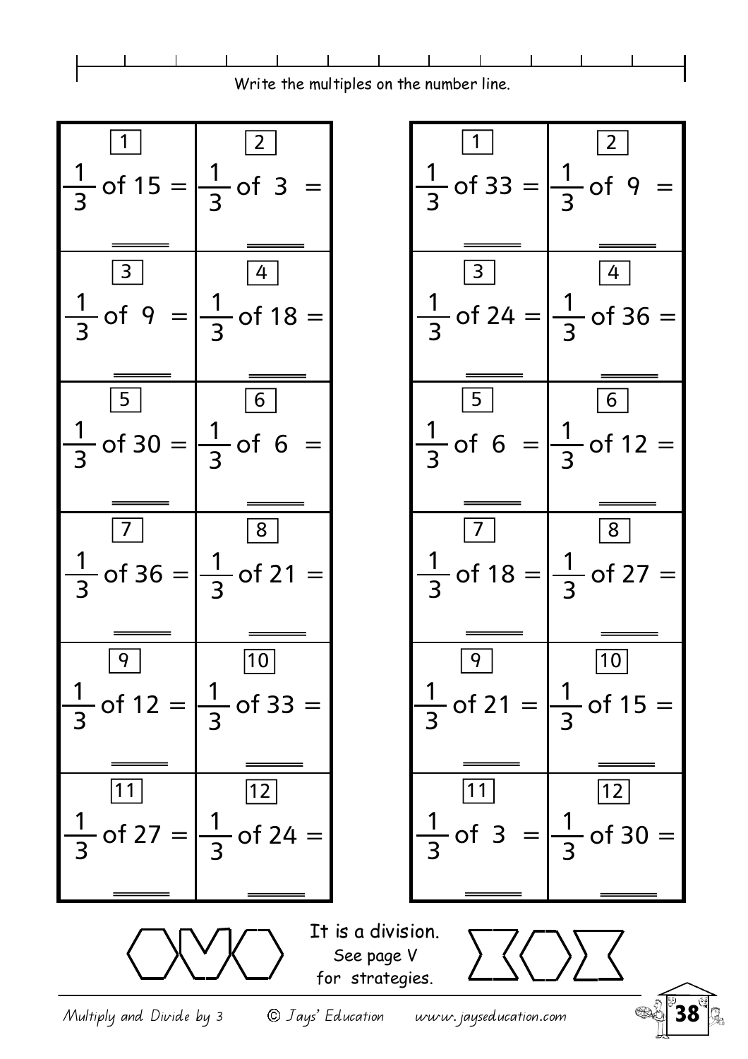Write the multiples on the number line.

| | |
|---|---|
| 1. $\frac{1}{3}$ of 15 = | 2. $\frac{1}{3}$ of 3 = |
| 3. $\frac{1}{3}$ of 9 = | 4. $\frac{1}{3}$ of 18 = |
| 5. $\frac{1}{3}$ of 30 = | 6. $\frac{1}{3}$ of 6 = |
| 7. $\frac{1}{3}$ of 36 = | 8. $\frac{1}{3}$ of 21 = |
| 9. $\frac{1}{3}$ of 12 = | 10. $\frac{1}{3}$ of 33 = |
| 11. $\frac{1}{3}$ of 27 = | 12. $\frac{1}{3}$ of 24 = |

| | |
|---|---|
| 1. $\frac{1}{3}$ of 33 = | 2. $\frac{1}{3}$ of 9 = |
| 3. $\frac{1}{3}$ of 24 = | 4. $\frac{1}{3}$ of 36 = |
| 5. $\frac{1}{3}$ of 6 = | 6. $\frac{1}{3}$ of 12 = |
| 7. $\frac{1}{3}$ of 18 = | 8. $\frac{1}{3}$ of 27 = |
| 9. $\frac{1}{3}$ of 21 = | 10. $\frac{1}{3}$ of 15 = |
| 11. $\frac{1}{3}$ of 3 = | 12. $\frac{1}{3}$ of 30 = |

It is a division.
See page V
for strategies.